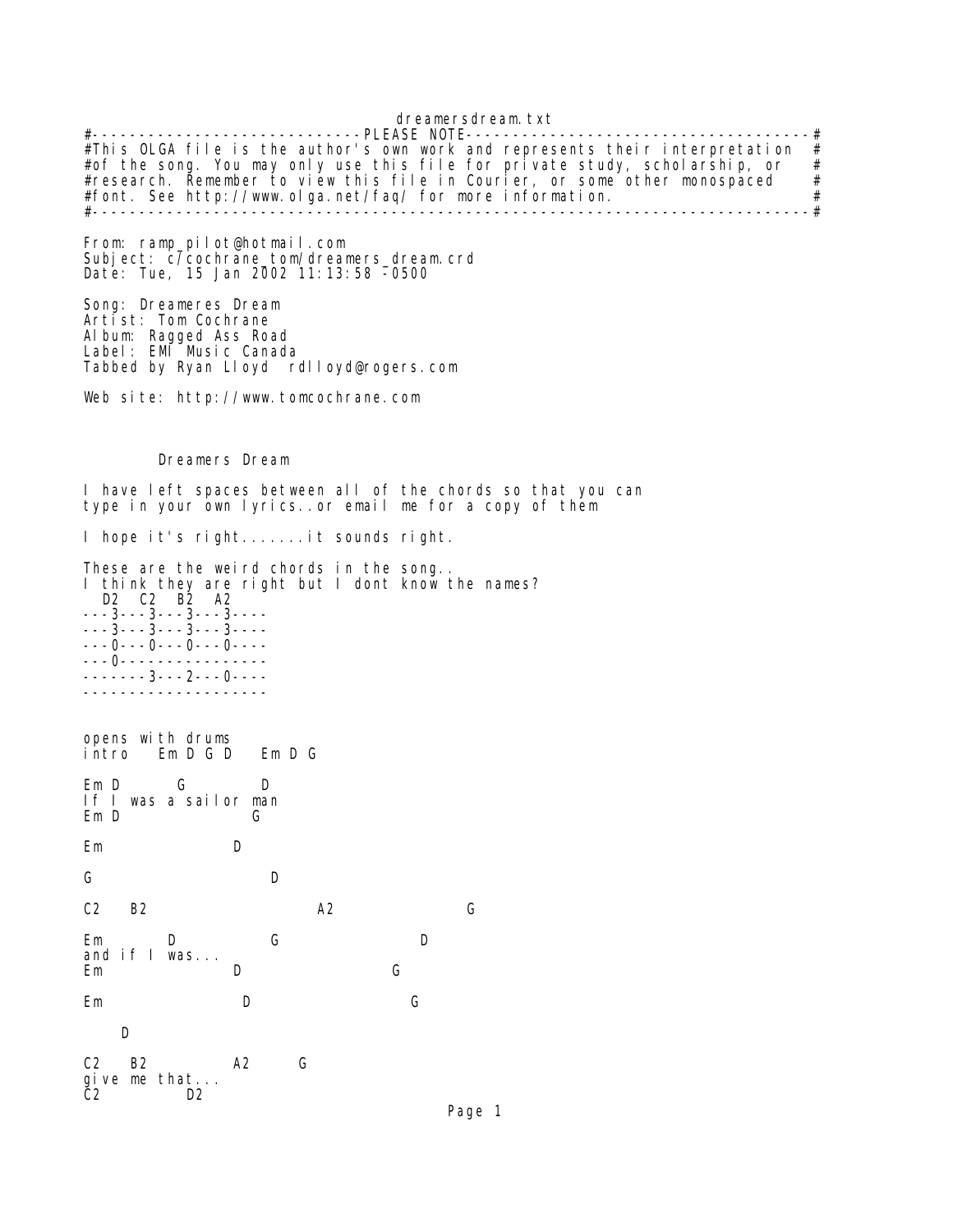```
#-----------------------------PLEASE NOTE------------------------------------#
#This OLGA file is the author's own work and represents their interpretation #
#of the song. You may only use this file for private study, scholarship, or  #
#research. Remember to view this file in Courier, or some other monospaced   #
#font. See http://www.olga.net/faq/ for more information.                    #
#----------------------------------------------------------------------------#
```

From: ramp_pilot@hotmail.com
Subject: c/cochrane_tom/dreamers_dream.crd
Date: Tue, 15 Jan 2002 11:13:58 -0500

Song: Dreameres Dream
Artist: Tom Cochrane
Album: Ragged Ass Road
Label: EMI Music Canada
Tabbed by Ryan Lloyd  rdlloyd@rogers.com

Web site: http://www.tomcochrane.com

Dreamers Dream

I have left spaces between all of the chords so that you can
type in your own lyrics..or email me for a copy of them

I hope it's right.......it sounds right.

These are the weird chords in the song..
I think they are right but I dont know the names?

```
  D2  C2  B2  A2
---3---3---3---3----
---3---3---3---3----
---0---0---0---0----
---0----------------
-------3---2---0----
--------------------
```

```
opens with drums
intro   Em D G D   Em D G

Em D      G        D
If I was a sailor man
Em D              G

Em              D

G                     D

C2   B2                   A2               G

Em        D           G                 D
and if I was...
Em                D                 G

Em                 D                   G

    D

C2   B2          A2      G
give me that...
C2         D2
```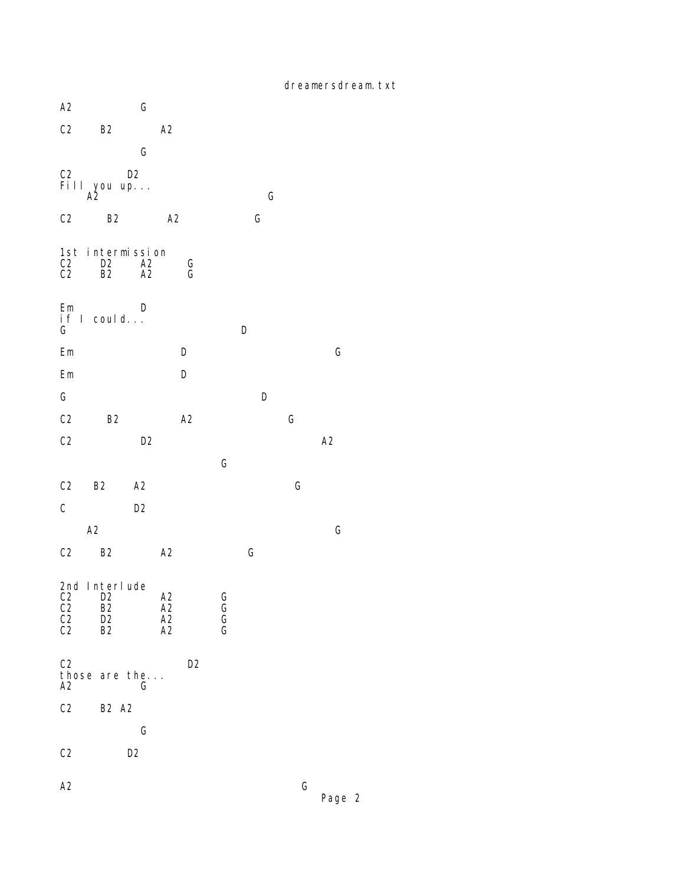```
A2              G

C2      B2          A2

                G

C2          D2
Fill you up...
    A2                                  G

C2       B2          A2                 G


1st intermission
C2      D2      A2       G
C2      B2      A2       G


Em              D
if I could...
G                                   D

Em                  D                               G

Em                  D

G                                        D

C2       B2             A2                     G

C2               D2                                   A2

                            G

C2    B2      A2                              G

C               D2

    A2                                              G

C2      B2          A2                 G


2nd Interlude
C2      D2          A2          G
C2      B2          A2          G
C2      D2          A2          G
C2      B2          A2          G


C2                      D2
those are the...
A2              G

C2      B2 A2

                G

C2          D2


A2                                            G
```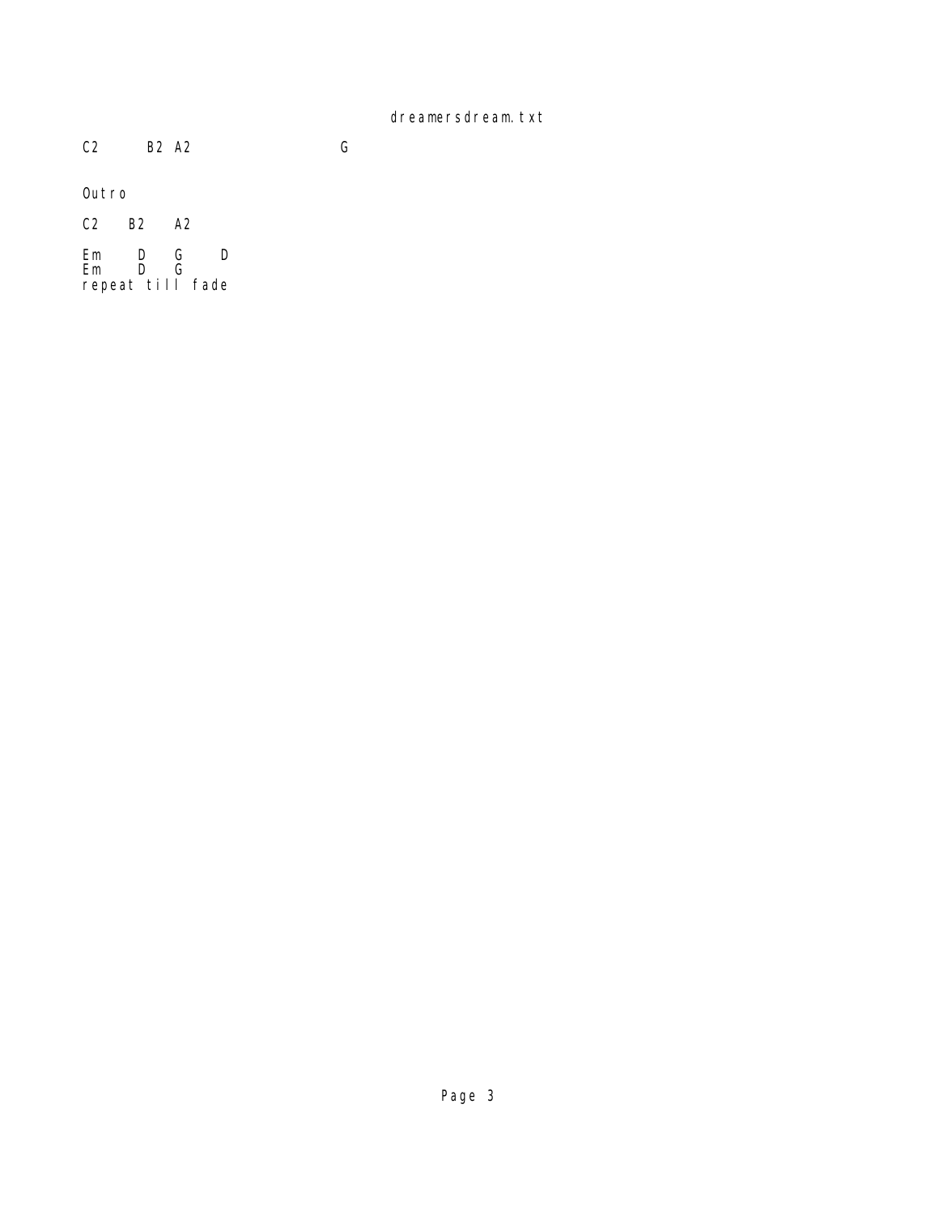```
C2      B2  A2                    G

Outro

C2    B2    A2

Em     D    G     D
Em     D    G
repeat till fade
```